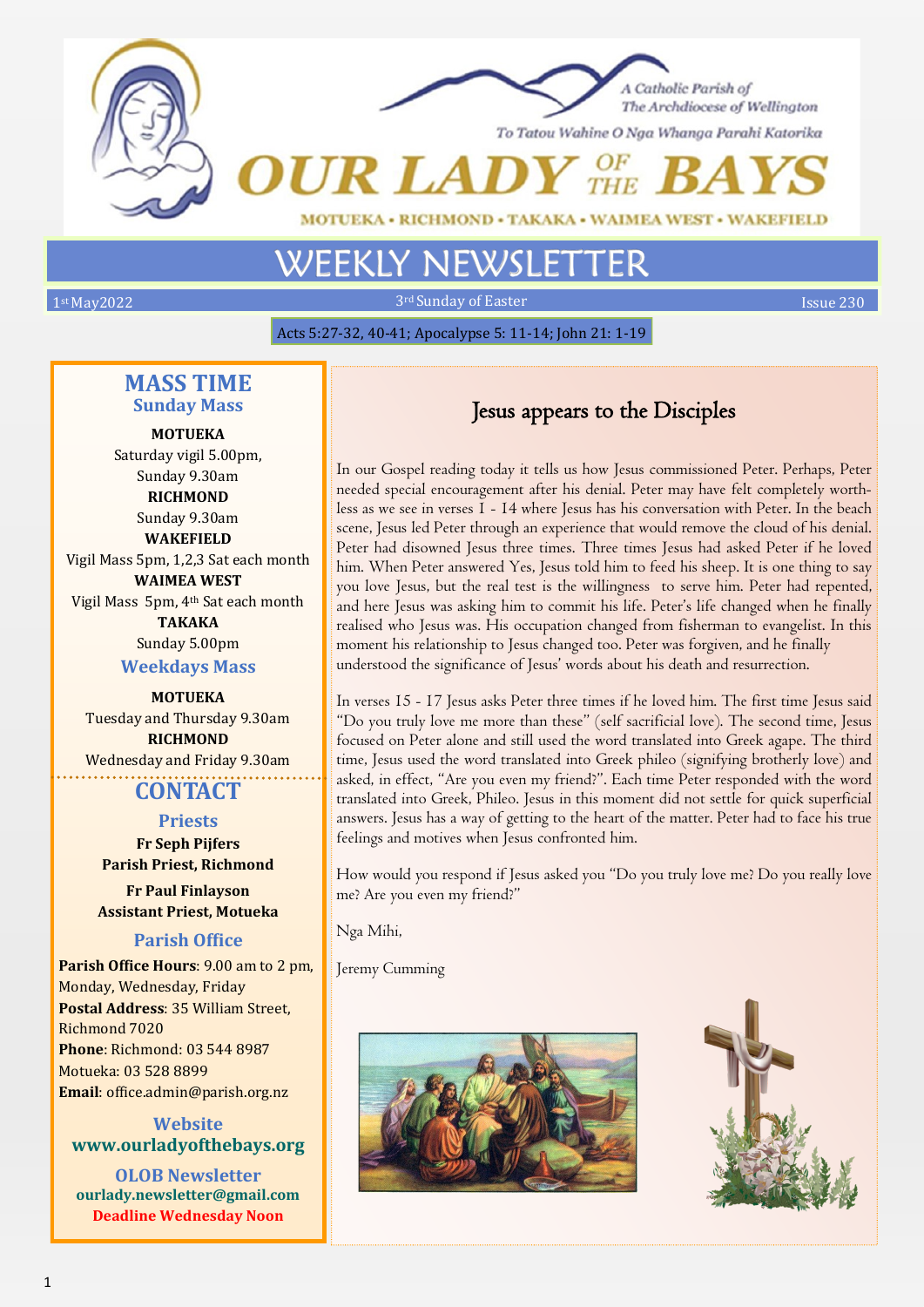A Catholic Parish of
The Archdiocese of Wellington

To Tatou Wahine O Nga Whanga Parahi Katorika

# OUR LADY OF THE BAYS

MOTUEKA • RICHMOND • TAKAKA • WAIMEA WEST • WAKEFIELD

# WEEKLY NEWSLETTER

1st May2022 — 3rd Sunday of Easter — Issue 230

Acts 5:27-32, 40-41; Apocalypse 5: 11-14; John 21: 1-19

## MASS TIME

### Sunday Mass

**MOTUEKA**
Saturday vigil 5.00pm,
Sunday 9.30am

**RICHMOND**
Sunday 9.30am

**WAKEFIELD**
Vigil Mass 5pm, 1,2,3 Sat each month

**WAIMEA WEST**
Vigil Mass 5pm, 4th Sat each month

**TAKAKA**
Sunday 5.00pm

### Weekdays Mass

**MOTUEKA**
Tuesday and Thursday 9.30am

**RICHMOND**
Wednesday and Friday 9.30am

## CONTACT

### Priests

**Fr Seph Pijfers**
**Parish Priest, Richmond**

**Fr Paul Finlayson**
**Assistant Priest, Motueka**

### Parish Office

**Parish Office Hours**: 9.00 am to 2 pm, Monday, Wednesday, Friday
**Postal Address**: 35 William Street, Richmond 7020
**Phone**: Richmond: 03 544 8987
Motueka: 03 528 8899
**Email**: office.admin@parish.org.nz

### Website

**www.ourladyofthebays.org**

### OLOB Newsletter

**ourlady.newsletter@gmail.com**
**Deadline Wednesday Noon**

## Jesus appears to the Disciples

In our Gospel reading today it tells us how Jesus commissioned Peter. Perhaps, Peter needed special encouragement after his denial. Peter may have felt completely worthless as we see in verses 1 - 14 where Jesus has his conversation with Peter. In the beach scene, Jesus led Peter through an experience that would remove the cloud of his denial. Peter had disowned Jesus three times. Three times Jesus had asked Peter if he loved him. When Peter answered Yes, Jesus told him to feed his sheep. It is one thing to say you love Jesus, but the real test is the willingness to serve him. Peter had repented, and here Jesus was asking him to commit his life. Peter's life changed when he finally realised who Jesus was. His occupation changed from fisherman to evangelist. In this moment his relationship to Jesus changed too. Peter was forgiven, and he finally understood the significance of Jesus' words about his death and resurrection.

In verses 15 - 17 Jesus asks Peter three times if he loved him. The first time Jesus said "Do you truly love me more than these" (self sacrificial love). The second time, Jesus focused on Peter alone and still used the word translated into Greek agape. The third time, Jesus used the word translated into Greek phileo (signifying brotherly love) and asked, in effect, "Are you even my friend?". Each time Peter responded with the word translated into Greek, Phileo. Jesus in this moment did not settle for quick superficial answers. Jesus has a way of getting to the heart of the matter. Peter had to face his true feelings and motives when Jesus confronted him.

How would you respond if Jesus asked you "Do you truly love me? Do you really love me? Are you even my friend?"

Nga Mihi,

Jeremy Cumming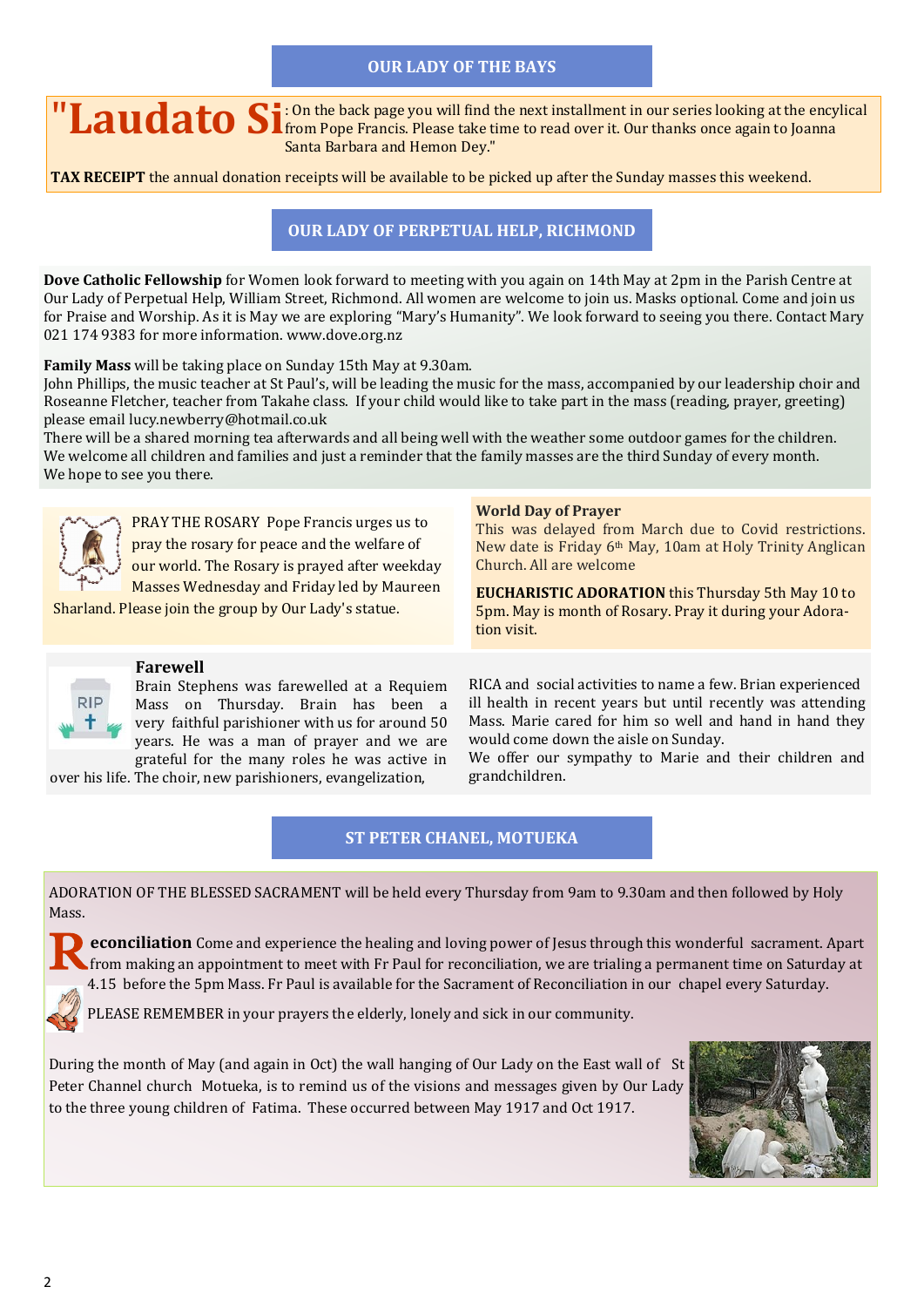## OUR LADY OF THE BAYS

**"Laudato Si**: On the back page you will find the next installment in our series looking at the encyclical from Pope Francis. Please take time to read over it. Our thanks once again to Joanna Santa Barbara and Hemon Dey."

**TAX RECEIPT** the annual donation receipts will be available to be picked up after the Sunday masses this weekend.

## OUR LADY OF PERPETUAL HELP, RICHMOND

**Dove Catholic Fellowship** for Women look forward to meeting with you again on 14th May at 2pm in the Parish Centre at Our Lady of Perpetual Help, William Street, Richmond. All women are welcome to join us. Masks optional. Come and join us for Praise and Worship. As it is May we are exploring "Mary's Humanity". We look forward to seeing you there. Contact Mary 021 174 9383 for more information. www.dove.org.nz

**Family Mass** will be taking place on Sunday 15th May at 9.30am.
John Phillips, the music teacher at St Paul's, will be leading the music for the mass, accompanied by our leadership choir and Roseanne Fletcher, teacher from Takahe class. If your child would like to take part in the mass (reading, prayer, greeting) please email lucy.newberry@hotmail.co.uk
There will be a shared morning tea afterwards and all being well with the weather some outdoor games for the children. We welcome all children and families and just a reminder that the family masses are the third Sunday of every month.
We hope to see you there.

PRAY THE ROSARY Pope Francis urges us to pray the rosary for peace and the welfare of our world. The Rosary is prayed after weekday Masses Wednesday and Friday led by Maureen Sharland. Please join the group by Our Lady's statue.

**World Day of Prayer**
This was delayed from March due to Covid restrictions. New date is Friday 6th May, 10am at Holy Trinity Anglican Church. All are welcome

**EUCHARISTIC ADORATION** this Thursday 5th May 10 to 5pm. May is month of Rosary. Pray it during your Adoration visit.

**Farewell**
Brain Stephens was farewelled at a Requiem Mass on Thursday. Brain has been a very faithful parishioner with us for around 50 years. He was a man of prayer and we are grateful for the many roles he was active in over his life. The choir, new parishioners, evangelization, RICA and social activities to name a few. Brian experienced ill health in recent years but until recently was attending Mass. Marie cared for him so well and hand in hand they would come down the aisle on Sunday.
We offer our sympathy to Marie and their children and grandchildren.

## ST PETER CHANEL, MOTUEKA

ADORATION OF THE BLESSED SACRAMENT will be held every Thursday from 9am to 9.30am and then followed by Holy Mass.

**Reconciliation** Come and experience the healing and loving power of Jesus through this wonderful sacrament. Apart from making an appointment to meet with Fr Paul for reconciliation, we are trialing a permanent time on Saturday at 4.15 before the 5pm Mass. Fr Paul is available for the Sacrament of Reconciliation in our chapel every Saturday.

PLEASE REMEMBER in your prayers the elderly, lonely and sick in our community.

During the month of May (and again in Oct) the wall hanging of Our Lady on the East wall of St Peter Channel church Motueka, is to remind us of the visions and messages given by Our Lady to the three young children of Fatima. These occurred between May 1917 and Oct 1917.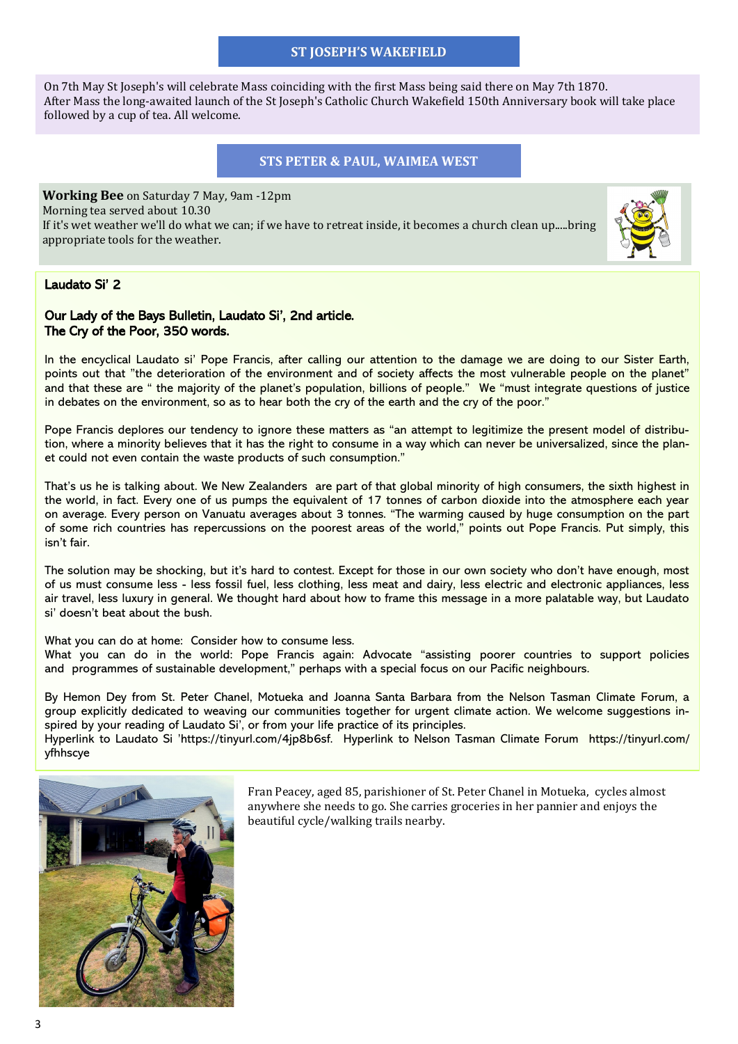## ST JOSEPH'S WAKEFIELD

On 7th May St Joseph's will celebrate Mass coinciding with the first Mass being said there on May 7th 1870.
After Mass the long-awaited launch of the St Joseph's Catholic Church Wakefield 150th Anniversary book will take place followed by a cup of tea. All welcome.

## STS PETER & PAUL, WAIMEA WEST

**Working Bee** on Saturday 7 May, 9am -12pm
Morning tea served about 10.30
If it's wet weather we'll do what we can; if we have to retreat inside, it becomes a church clean up.....bring appropriate tools for the weather.

## Laudato Si' 2

### Our Lady of the Bays Bulletin, Laudato Si', 2nd article.
### The Cry of the Poor, 350 words.

In the encyclical Laudato si' Pope Francis, after calling our attention to the damage we are doing to our Sister Earth, points out that "the deterioration of the environment and of society affects the most vulnerable people on the planet" and that these are " the majority of the planet's population, billions of people." We "must integrate questions of justice in debates on the environment, so as to hear both the cry of the earth and the cry of the poor."

Pope Francis deplores our tendency to ignore these matters as "an attempt to legitimize the present model of distribution, where a minority believes that it has the right to consume in a way which can never be universalized, since the planet could not even contain the waste products of such consumption."

That's us he is talking about. We New Zealanders are part of that global minority of high consumers, the sixth highest in the world, in fact. Every one of us pumps the equivalent of 17 tonnes of carbon dioxide into the atmosphere each year on average. Every person on Vanuatu averages about 3 tonnes. "The warming caused by huge consumption on the part of some rich countries has repercussions on the poorest areas of the world," points out Pope Francis. Put simply, this isn't fair.

The solution may be shocking, but it's hard to contest. Except for those in our own society who don't have enough, most of us must consume less - less fossil fuel, less clothing, less meat and dairy, less electric and electronic appliances, less air travel, less luxury in general. We thought hard about how to frame this message in a more palatable way, but Laudato si' doesn't beat about the bush.

What you can do at home: Consider how to consume less.
What you can do in the world: Pope Francis again: Advocate "assisting poorer countries to support policies and programmes of sustainable development," perhaps with a special focus on our Pacific neighbours.

By Hemon Dey from St. Peter Chanel, Motueka and Joanna Santa Barbara from the Nelson Tasman Climate Forum, a group explicitly dedicated to weaving our communities together for urgent climate action. We welcome suggestions inspired by your reading of Laudato Si', or from your life practice of its principles.
Hyperlink to Laudato Si 'https://tinyurl.com/4jp8b6sf. Hyperlink to Nelson Tasman Climate Forum https://tinyurl.com/yfhhscye

Fran Peacey, aged 85, parishioner of St. Peter Chanel in Motueka, cycles almost anywhere she needs to go. She carries groceries in her pannier and enjoys the beautiful cycle/walking trails nearby.